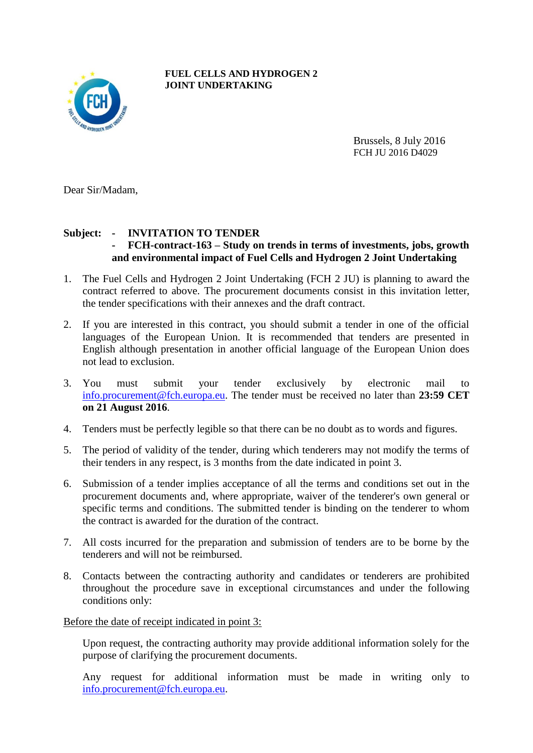**FUEL CELLS AND HYDROGEN 2**
**JOINT UNDERTAKING**

Brussels, 8 July 2016
FCH JU 2016 D4029

Dear Sir/Madam,

**Subject: - INVITATION TO TENDER**
**- FCH-contract-163 – Study on trends in terms of investments, jobs, growth and environmental impact of Fuel Cells and Hydrogen 2 Joint Undertaking**

1. The Fuel Cells and Hydrogen 2 Joint Undertaking (FCH 2 JU) is planning to award the contract referred to above. The procurement documents consist in this invitation letter, the tender specifications with their annexes and the draft contract.

2. If you are interested in this contract, you should submit a tender in one of the official languages of the European Union. It is recommended that tenders are presented in English although presentation in another official language of the European Union does not lead to exclusion.

3. You must submit your tender exclusively by electronic mail to info.procurement@fch.europa.eu. The tender must be received no later than **23:59 CET on 21 August 2016**.

4. Tenders must be perfectly legible so that there can be no doubt as to words and figures.

5. The period of validity of the tender, during which tenderers may not modify the terms of their tenders in any respect, is 3 months from the date indicated in point 3.

6. Submission of a tender implies acceptance of all the terms and conditions set out in the procurement documents and, where appropriate, waiver of the tenderer's own general or specific terms and conditions. The submitted tender is binding on the tenderer to whom the contract is awarded for the duration of the contract.

7. All costs incurred for the preparation and submission of tenders are to be borne by the tenderers and will not be reimbursed.

8. Contacts between the contracting authority and candidates or tenderers are prohibited throughout the procedure save in exceptional circumstances and under the following conditions only:

<u>Before the date of receipt indicated in point 3:</u>

Upon request, the contracting authority may provide additional information solely for the purpose of clarifying the procurement documents.

Any request for additional information must be made in writing only to info.procurement@fch.europa.eu.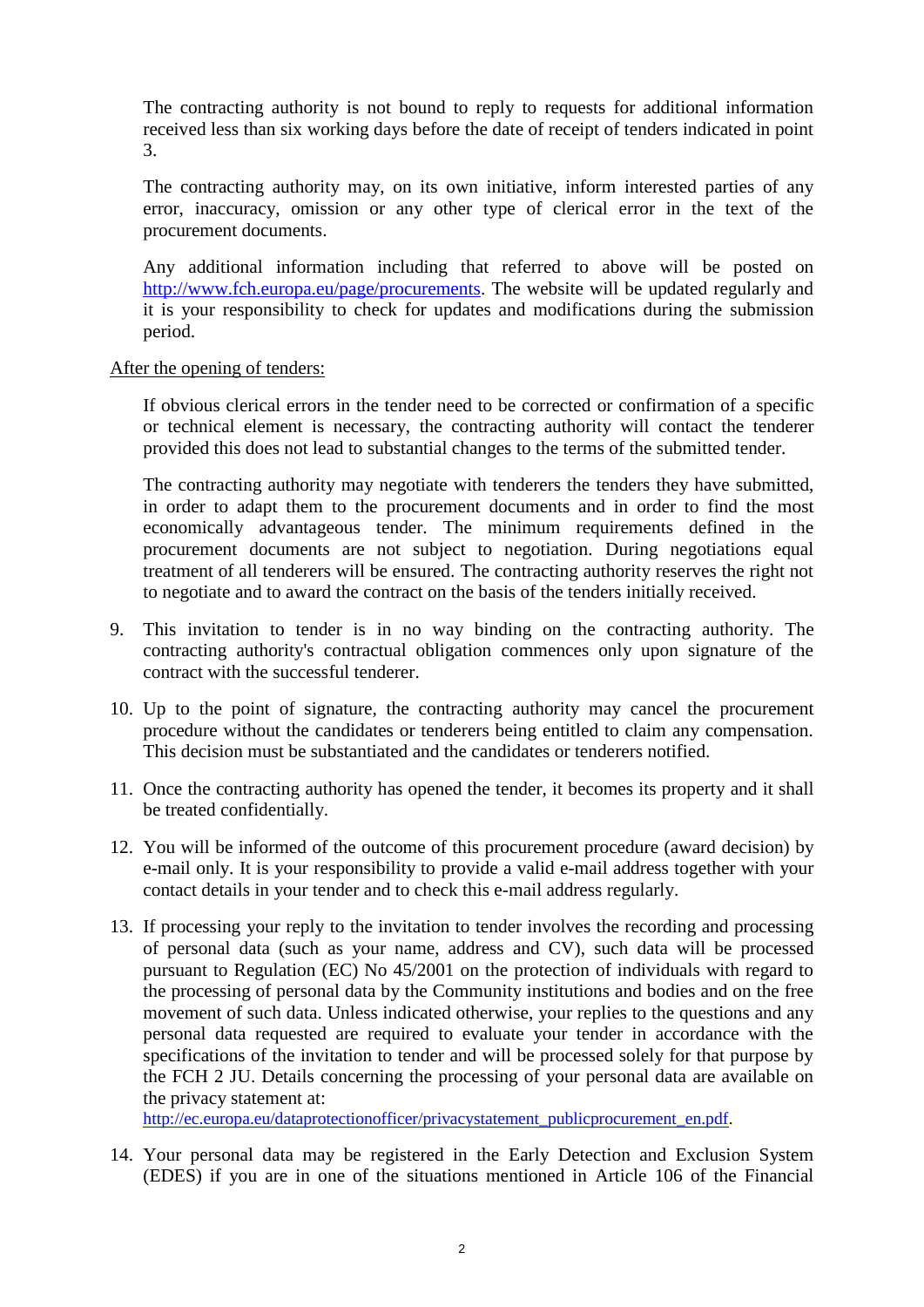The contracting authority is not bound to reply to requests for additional information received less than six working days before the date of receipt of tenders indicated in point 3.

The contracting authority may, on its own initiative, inform interested parties of any error, inaccuracy, omission or any other type of clerical error in the text of the procurement documents.

Any additional information including that referred to above will be posted on [http://www.fch.europa.eu/page/procurements](http://www.fch.europa.eu/page/procurements). The website will be updated regularly and it is your responsibility to check for updates and modifications during the submission period.

After the opening of tenders:

If obvious clerical errors in the tender need to be corrected or confirmation of a specific or technical element is necessary, the contracting authority will contact the tenderer provided this does not lead to substantial changes to the terms of the submitted tender.

The contracting authority may negotiate with tenderers the tenders they have submitted, in order to adapt them to the procurement documents and in order to find the most economically advantageous tender. The minimum requirements defined in the procurement documents are not subject to negotiation. During negotiations equal treatment of all tenderers will be ensured. The contracting authority reserves the right not to negotiate and to award the contract on the basis of the tenders initially received.

9. This invitation to tender is in no way binding on the contracting authority. The contracting authority's contractual obligation commences only upon signature of the contract with the successful tenderer.

10. Up to the point of signature, the contracting authority may cancel the procurement procedure without the candidates or tenderers being entitled to claim any compensation. This decision must be substantiated and the candidates or tenderers notified.

11. Once the contracting authority has opened the tender, it becomes its property and it shall be treated confidentially.

12. You will be informed of the outcome of this procurement procedure (award decision) by e-mail only. It is your responsibility to provide a valid e-mail address together with your contact details in your tender and to check this e-mail address regularly.

13. If processing your reply to the invitation to tender involves the recording and processing of personal data (such as your name, address and CV), such data will be processed pursuant to Regulation (EC) No 45/2001 on the protection of individuals with regard to the processing of personal data by the Community institutions and bodies and on the free movement of such data. Unless indicated otherwise, your replies to the questions and any personal data requested are required to evaluate your tender in accordance with the specifications of the invitation to tender and will be processed solely for that purpose by the FCH 2 JU. Details concerning the processing of your personal data are available on the privacy statement at: [http://ec.europa.eu/dataprotectionofficer/privacystatement_publicprocurement_en.pdf](http://ec.europa.eu/dataprotectionofficer/privacystatement_publicprocurement_en.pdf).

14. Your personal data may be registered in the Early Detection and Exclusion System (EDES) if you are in one of the situations mentioned in Article 106 of the Financial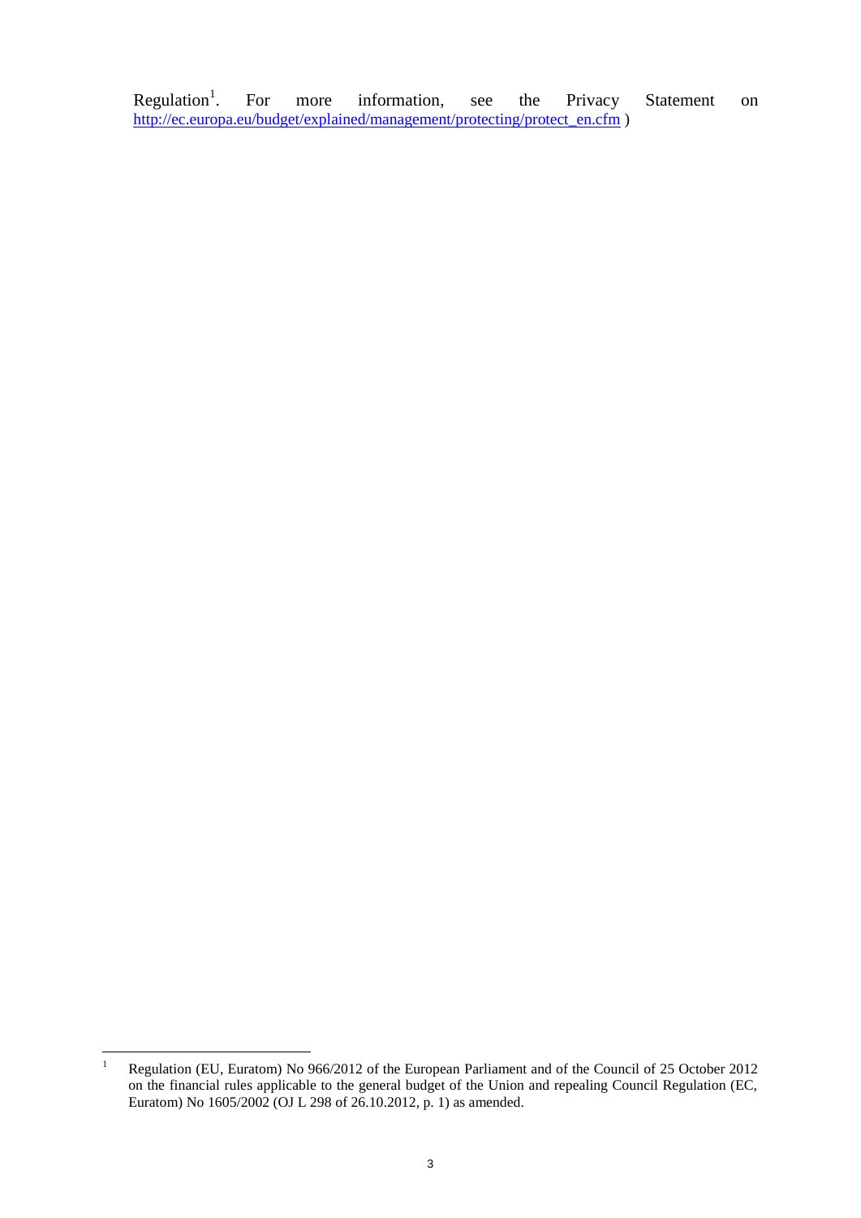Regulation[1]. For more information, see the Privacy Statement on http://ec.europa.eu/budget/explained/management/protecting/protect_en.cfm )

[1] Regulation (EU, Euratom) No 966/2012 of the European Parliament and of the Council of 25 October 2012 on the financial rules applicable to the general budget of the Union and repealing Council Regulation (EC, Euratom) No 1605/2002 (OJ L 298 of 26.10.2012, p. 1) as amended.